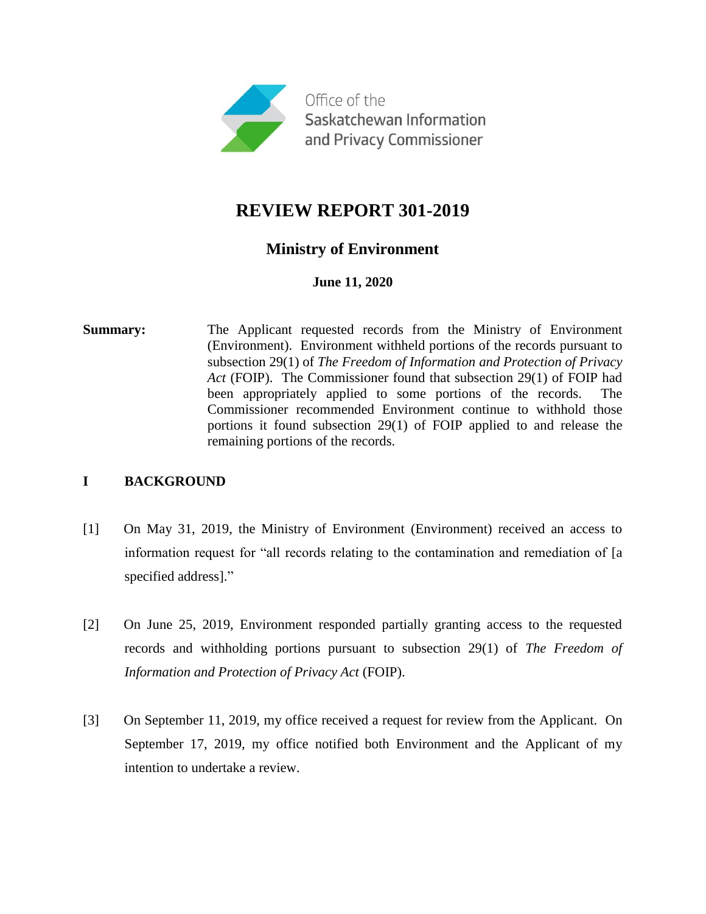Office of the Saskatchewan Information and Privacy Commissioner

# REVIEW REPORT 301-2019

## Ministry of Environment

**June 11, 2020**

**Summary:** The Applicant requested records from the Ministry of Environment (Environment). Environment withheld portions of the records pursuant to subsection 29(1) of *The Freedom of Information and Protection of Privacy Act* (FOIP). The Commissioner found that subsection 29(1) of FOIP had been appropriately applied to some portions of the records. The Commissioner recommended Environment continue to withhold those portions it found subsection 29(1) of FOIP applied to and release the remaining portions of the records.

## I BACKGROUND

[1] On May 31, 2019, the Ministry of Environment (Environment) received an access to information request for "all records relating to the contamination and remediation of [a specified address]."

[2] On June 25, 2019, Environment responded partially granting access to the requested records and withholding portions pursuant to subsection 29(1) of *The Freedom of Information and Protection of Privacy Act* (FOIP).

[3] On September 11, 2019, my office received a request for review from the Applicant. On September 17, 2019, my office notified both Environment and the Applicant of my intention to undertake a review.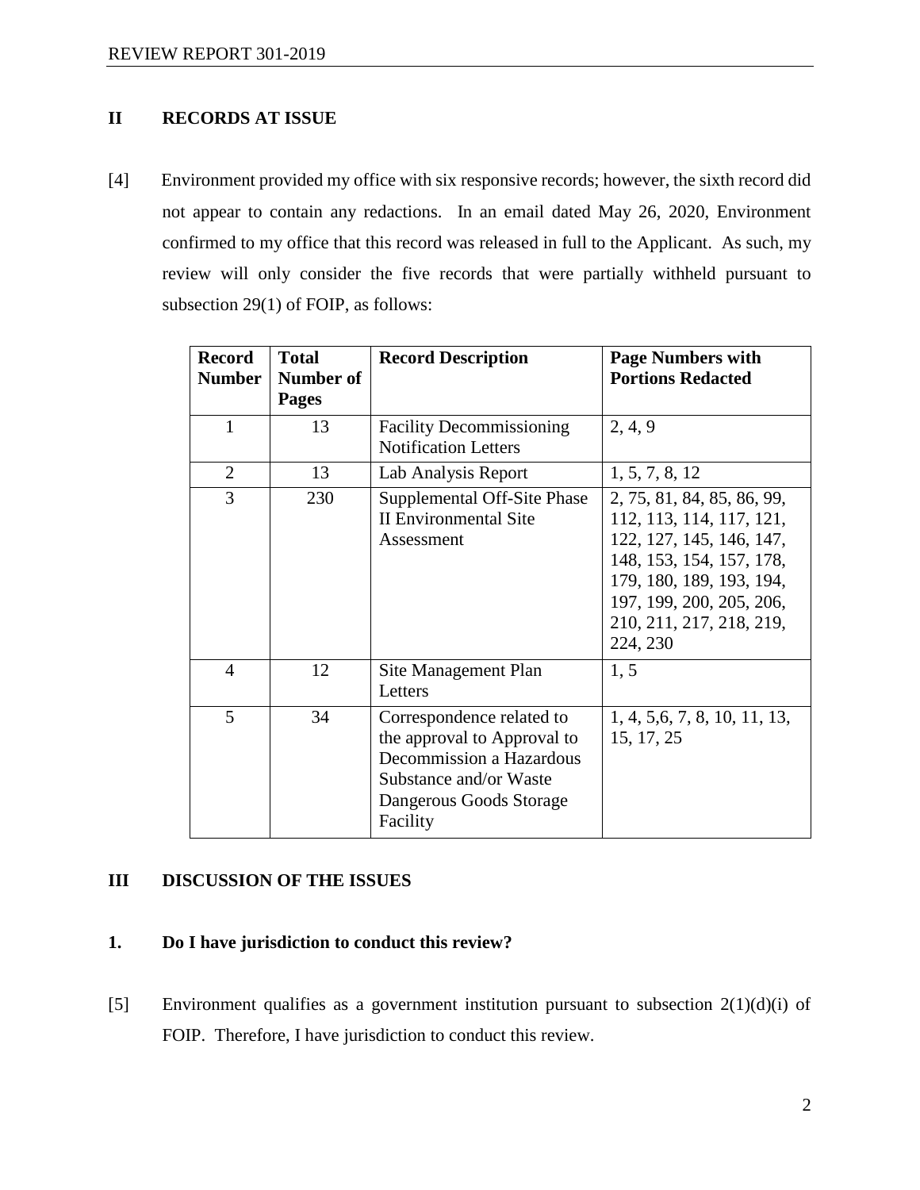## II RECORDS AT ISSUE

[4] Environment provided my office with six responsive records; however, the sixth record did not appear to contain any redactions. In an email dated May 26, 2020, Environment confirmed to my office that this record was released in full to the Applicant. As such, my review will only consider the five records that were partially withheld pursuant to subsection 29(1) of FOIP, as follows:

| Record Number | Total Number of Pages | Record Description | Page Numbers with Portions Redacted |
|---|---|---|---|
| 1 | 13 | Facility Decommissioning Notification Letters | 2, 4, 9 |
| 2 | 13 | Lab Analysis Report | 1, 5, 7, 8, 12 |
| 3 | 230 | Supplemental Off-Site Phase II Environmental Site Assessment | 2, 75, 81, 84, 85, 86, 99, 112, 113, 114, 117, 121, 122, 127, 145, 146, 147, 148, 153, 154, 157, 178, 179, 180, 189, 193, 194, 197, 199, 200, 205, 206, 210, 211, 217, 218, 219, 224, 230 |
| 4 | 12 | Site Management Plan Letters | 1, 5 |
| 5 | 34 | Correspondence related to the approval to Approval to Decommission a Hazardous Substance and/or Waste Dangerous Goods Storage Facility | 1, 4, 5,6, 7, 8, 10, 11, 13, 15, 17, 25 |

## III DISCUSSION OF THE ISSUES

### 1. Do I have jurisdiction to conduct this review?

[5] Environment qualifies as a government institution pursuant to subsection 2(1)(d)(i) of FOIP. Therefore, I have jurisdiction to conduct this review.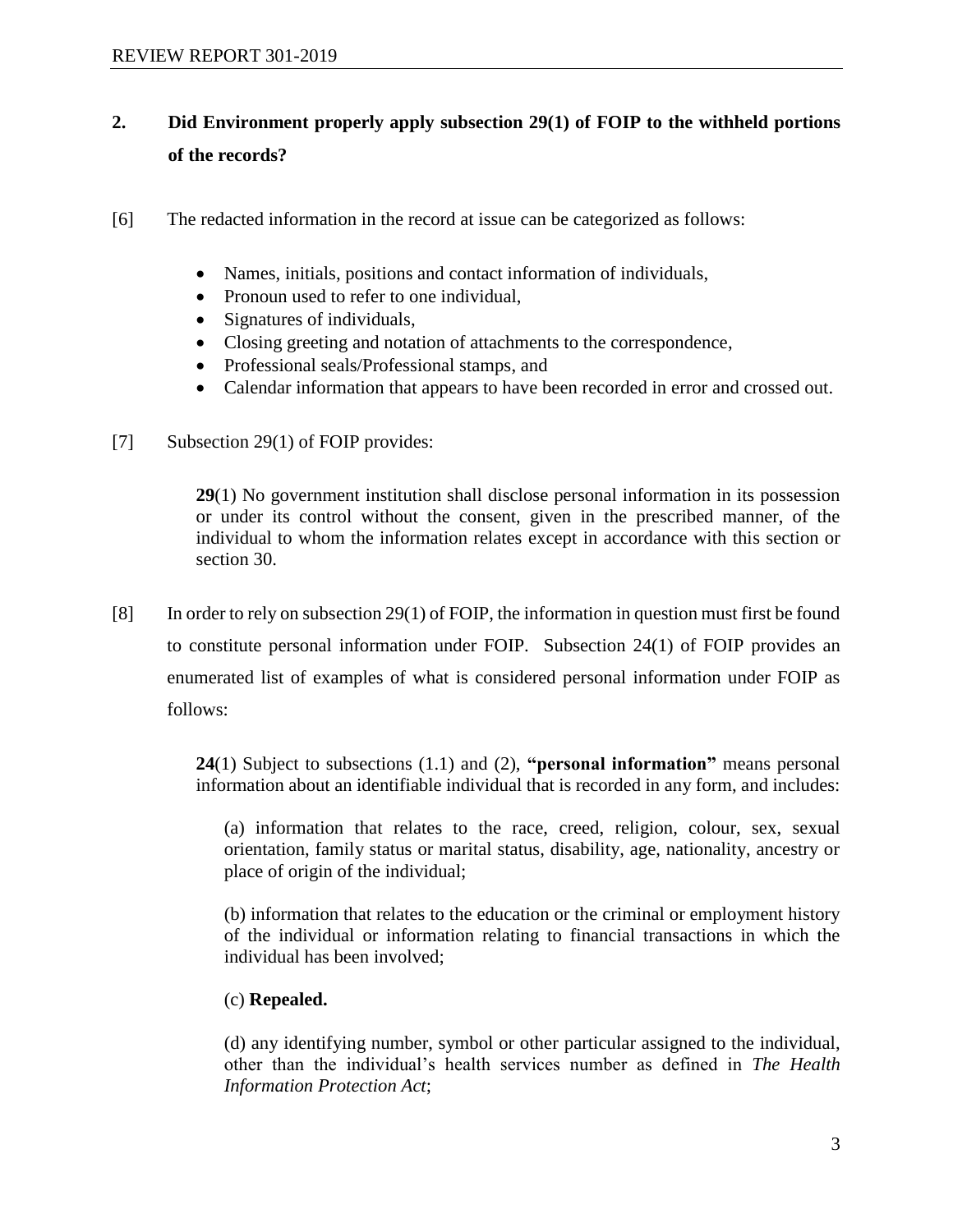## 2. Did Environment properly apply subsection 29(1) of FOIP to the withheld portions of the records?

[6] The redacted information in the record at issue can be categorized as follows:

- Names, initials, positions and contact information of individuals,
- Pronoun used to refer to one individual,
- Signatures of individuals,
- Closing greeting and notation of attachments to the correspondence,
- Professional seals/Professional stamps, and
- Calendar information that appears to have been recorded in error and crossed out.

[7] Subsection 29(1) of FOIP provides:

> **29**(1) No government institution shall disclose personal information in its possession or under its control without the consent, given in the prescribed manner, of the individual to whom the information relates except in accordance with this section or section 30.

[8] In order to rely on subsection 29(1) of FOIP, the information in question must first be found to constitute personal information under FOIP. Subsection 24(1) of FOIP provides an enumerated list of examples of what is considered personal information under FOIP as follows:

> **24**(1) Subject to subsections (1.1) and (2), **"personal information"** means personal information about an identifiable individual that is recorded in any form, and includes:
>
> (a) information that relates to the race, creed, religion, colour, sex, sexual orientation, family status or marital status, disability, age, nationality, ancestry or place of origin of the individual;
>
> (b) information that relates to the education or the criminal or employment history of the individual or information relating to financial transactions in which the individual has been involved;
>
> (c) **Repealed.**
>
> (d) any identifying number, symbol or other particular assigned to the individual, other than the individual's health services number as defined in *The Health Information Protection Act*;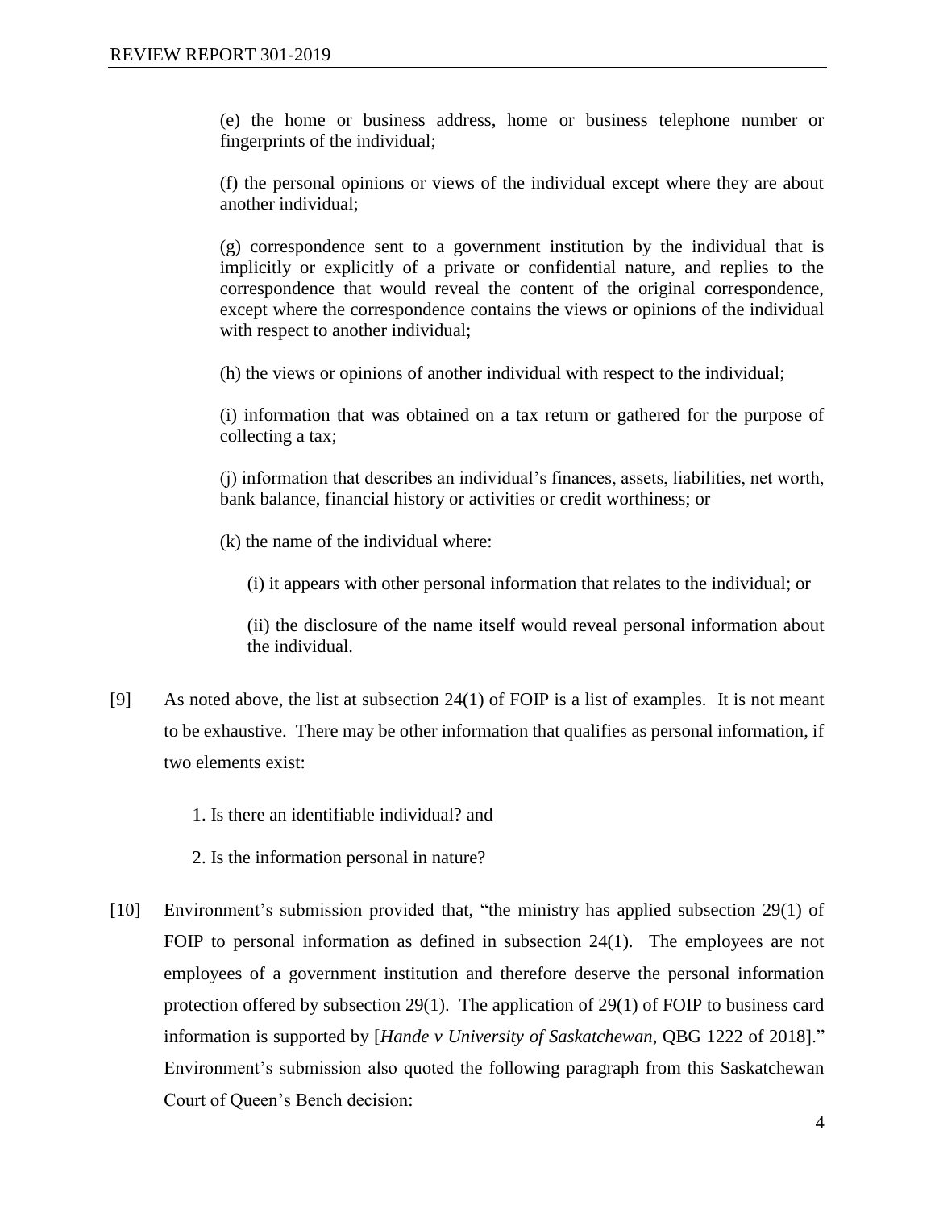(e) the home or business address, home or business telephone number or fingerprints of the individual;

(f) the personal opinions or views of the individual except where they are about another individual;

(g) correspondence sent to a government institution by the individual that is implicitly or explicitly of a private or confidential nature, and replies to the correspondence that would reveal the content of the original correspondence, except where the correspondence contains the views or opinions of the individual with respect to another individual;

(h) the views or opinions of another individual with respect to the individual;

(i) information that was obtained on a tax return or gathered for the purpose of collecting a tax;

(j) information that describes an individual's finances, assets, liabilities, net worth, bank balance, financial history or activities or credit worthiness; or

(k) the name of the individual where:

(i) it appears with other personal information that relates to the individual; or

(ii) the disclosure of the name itself would reveal personal information about the individual.

[9] As noted above, the list at subsection 24(1) of FOIP is a list of examples. It is not meant to be exhaustive. There may be other information that qualifies as personal information, if two elements exist:

1. Is there an identifiable individual? and

2. Is the information personal in nature?

[10] Environment's submission provided that, "the ministry has applied subsection 29(1) of FOIP to personal information as defined in subsection 24(1). The employees are not employees of a government institution and therefore deserve the personal information protection offered by subsection 29(1). The application of 29(1) of FOIP to business card information is supported by [*Hande v University of Saskatchewan*, QBG 1222 of 2018]." Environment's submission also quoted the following paragraph from this Saskatchewan Court of Queen's Bench decision: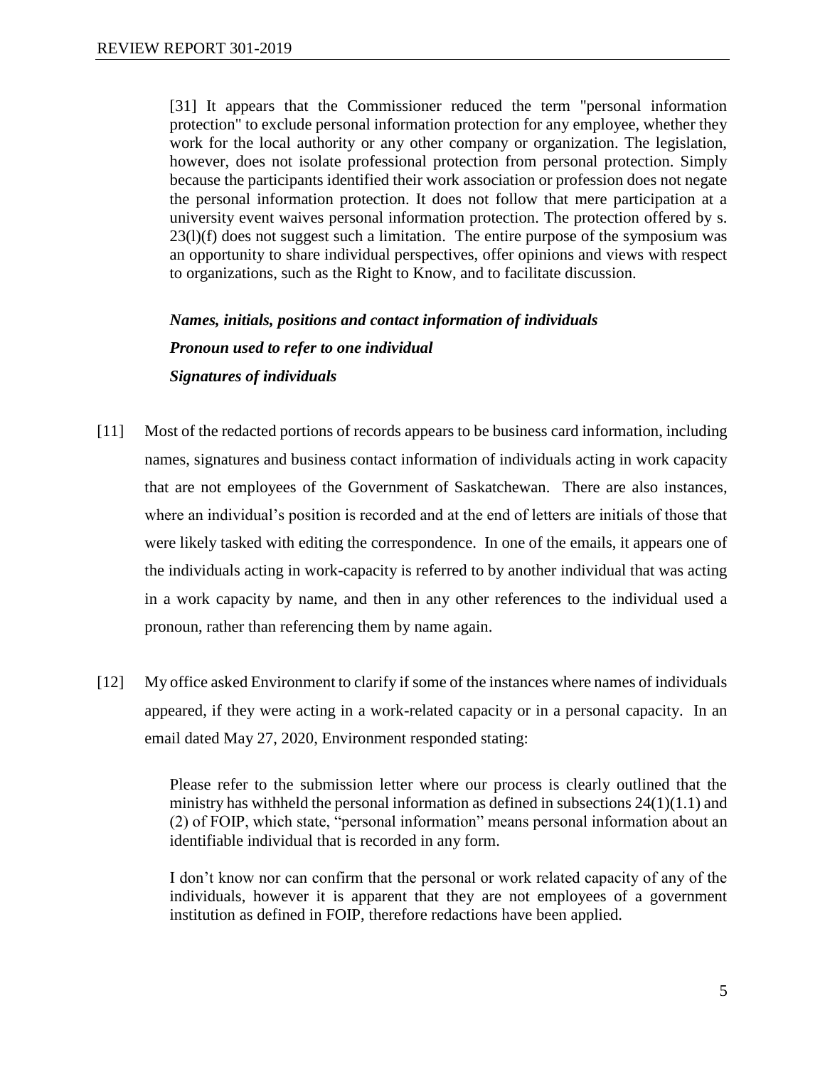> [31] It appears that the Commissioner reduced the term "personal information protection" to exclude personal information protection for any employee, whether they work for the local authority or any other company or organization. The legislation, however, does not isolate professional protection from personal protection. Simply because the participants identified their work association or profession does not negate the personal information protection. It does not follow that mere participation at a university event waives personal information protection. The protection offered by s. 23(l)(f) does not suggest such a limitation. The entire purpose of the symposium was an opportunity to share individual perspectives, offer opinions and views with respect to organizations, such as the Right to Know, and to facilitate discussion.

***Names, initials, positions and contact information of individuals***

***Pronoun used to refer to one individual***

***Signatures of individuals***

[11] Most of the redacted portions of records appears to be business card information, including names, signatures and business contact information of individuals acting in work capacity that are not employees of the Government of Saskatchewan. There are also instances, where an individual's position is recorded and at the end of letters are initials of those that were likely tasked with editing the correspondence. In one of the emails, it appears one of the individuals acting in work-capacity is referred to by another individual that was acting in a work capacity by name, and then in any other references to the individual used a pronoun, rather than referencing them by name again.

[12] My office asked Environment to clarify if some of the instances where names of individuals appeared, if they were acting in a work-related capacity or in a personal capacity. In an email dated May 27, 2020, Environment responded stating:

> Please refer to the submission letter where our process is clearly outlined that the ministry has withheld the personal information as defined in subsections 24(1)(1.1) and (2) of FOIP, which state, "personal information" means personal information about an identifiable individual that is recorded in any form.
>
> I don't know nor can confirm that the personal or work related capacity of any of the individuals, however it is apparent that they are not employees of a government institution as defined in FOIP, therefore redactions have been applied.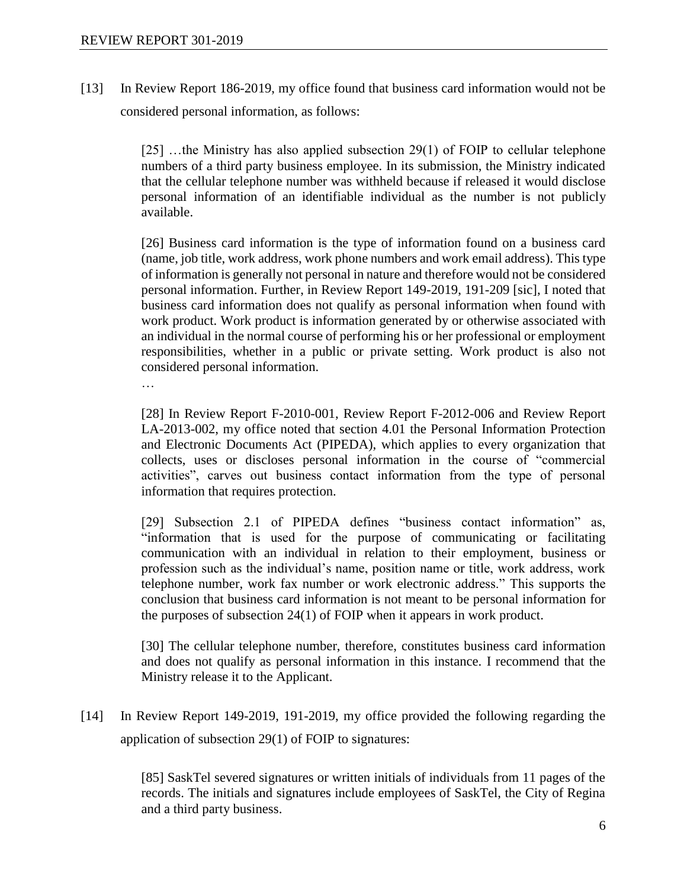[13] In Review Report 186-2019, my office found that business card information would not be considered personal information, as follows:

> [25] …the Ministry has also applied subsection 29(1) of FOIP to cellular telephone numbers of a third party business employee. In its submission, the Ministry indicated that the cellular telephone number was withheld because if released it would disclose personal information of an identifiable individual as the number is not publicly available.
>
> [26] Business card information is the type of information found on a business card (name, job title, work address, work phone numbers and work email address). This type of information is generally not personal in nature and therefore would not be considered personal information. Further, in Review Report 149-2019, 191-209 [sic], I noted that business card information does not qualify as personal information when found with work product. Work product is information generated by or otherwise associated with an individual in the normal course of performing his or her professional or employment responsibilities, whether in a public or private setting. Work product is also not considered personal information.
>
> …
>
> [28] In Review Report F-2010-001, Review Report F-2012-006 and Review Report LA-2013-002, my office noted that section 4.01 the Personal Information Protection and Electronic Documents Act (PIPEDA), which applies to every organization that collects, uses or discloses personal information in the course of "commercial activities", carves out business contact information from the type of personal information that requires protection.
>
> [29] Subsection 2.1 of PIPEDA defines "business contact information" as, "information that is used for the purpose of communicating or facilitating communication with an individual in relation to their employment, business or profession such as the individual's name, position name or title, work address, work telephone number, work fax number or work electronic address." This supports the conclusion that business card information is not meant to be personal information for the purposes of subsection 24(1) of FOIP when it appears in work product.
>
> [30] The cellular telephone number, therefore, constitutes business card information and does not qualify as personal information in this instance. I recommend that the Ministry release it to the Applicant.

[14] In Review Report 149-2019, 191-2019, my office provided the following regarding the application of subsection 29(1) of FOIP to signatures:

> [85] SaskTel severed signatures or written initials of individuals from 11 pages of the records. The initials and signatures include employees of SaskTel, the City of Regina and a third party business.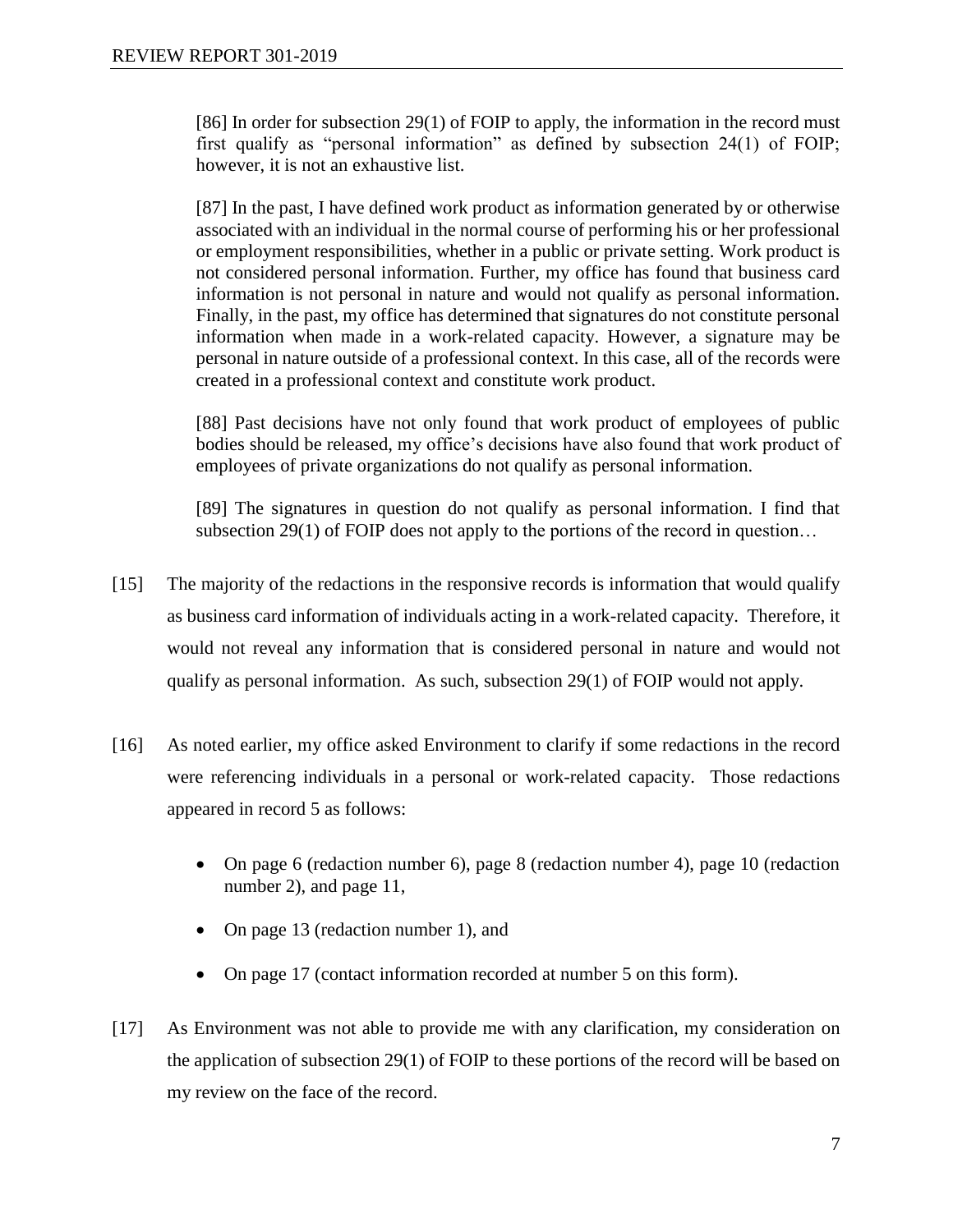> [86] In order for subsection 29(1) of FOIP to apply, the information in the record must first qualify as "personal information" as defined by subsection 24(1) of FOIP; however, it is not an exhaustive list.
>
> [87] In the past, I have defined work product as information generated by or otherwise associated with an individual in the normal course of performing his or her professional or employment responsibilities, whether in a public or private setting. Work product is not considered personal information. Further, my office has found that business card information is not personal in nature and would not qualify as personal information. Finally, in the past, my office has determined that signatures do not constitute personal information when made in a work-related capacity. However, a signature may be personal in nature outside of a professional context. In this case, all of the records were created in a professional context and constitute work product.
>
> [88] Past decisions have not only found that work product of employees of public bodies should be released, my office's decisions have also found that work product of employees of private organizations do not qualify as personal information.
>
> [89] The signatures in question do not qualify as personal information. I find that subsection 29(1) of FOIP does not apply to the portions of the record in question…

[15] The majority of the redactions in the responsive records is information that would qualify as business card information of individuals acting in a work-related capacity. Therefore, it would not reveal any information that is considered personal in nature and would not qualify as personal information. As such, subsection 29(1) of FOIP would not apply.

[16] As noted earlier, my office asked Environment to clarify if some redactions in the record were referencing individuals in a personal or work-related capacity. Those redactions appeared in record 5 as follows:

- On page 6 (redaction number 6), page 8 (redaction number 4), page 10 (redaction number 2), and page 11,
- On page 13 (redaction number 1), and
- On page 17 (contact information recorded at number 5 on this form).

[17] As Environment was not able to provide me with any clarification, my consideration on the application of subsection 29(1) of FOIP to these portions of the record will be based on my review on the face of the record.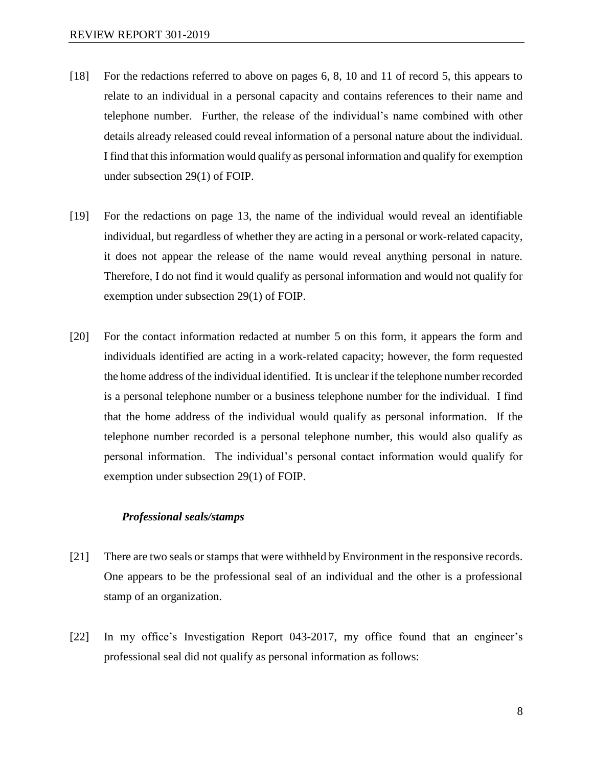[18] For the redactions referred to above on pages 6, 8, 10 and 11 of record 5, this appears to relate to an individual in a personal capacity and contains references to their name and telephone number. Further, the release of the individual's name combined with other details already released could reveal information of a personal nature about the individual. I find that this information would qualify as personal information and qualify for exemption under subsection 29(1) of FOIP.

[19] For the redactions on page 13, the name of the individual would reveal an identifiable individual, but regardless of whether they are acting in a personal or work-related capacity, it does not appear the release of the name would reveal anything personal in nature. Therefore, I do not find it would qualify as personal information and would not qualify for exemption under subsection 29(1) of FOIP.

[20] For the contact information redacted at number 5 on this form, it appears the form and individuals identified are acting in a work-related capacity; however, the form requested the home address of the individual identified. It is unclear if the telephone number recorded is a personal telephone number or a business telephone number for the individual. I find that the home address of the individual would qualify as personal information. If the telephone number recorded is a personal telephone number, this would also qualify as personal information. The individual's personal contact information would qualify for exemption under subsection 29(1) of FOIP.

***Professional seals/stamps***

[21] There are two seals or stamps that were withheld by Environment in the responsive records. One appears to be the professional seal of an individual and the other is a professional stamp of an organization.

[22] In my office's Investigation Report 043-2017, my office found that an engineer's professional seal did not qualify as personal information as follows: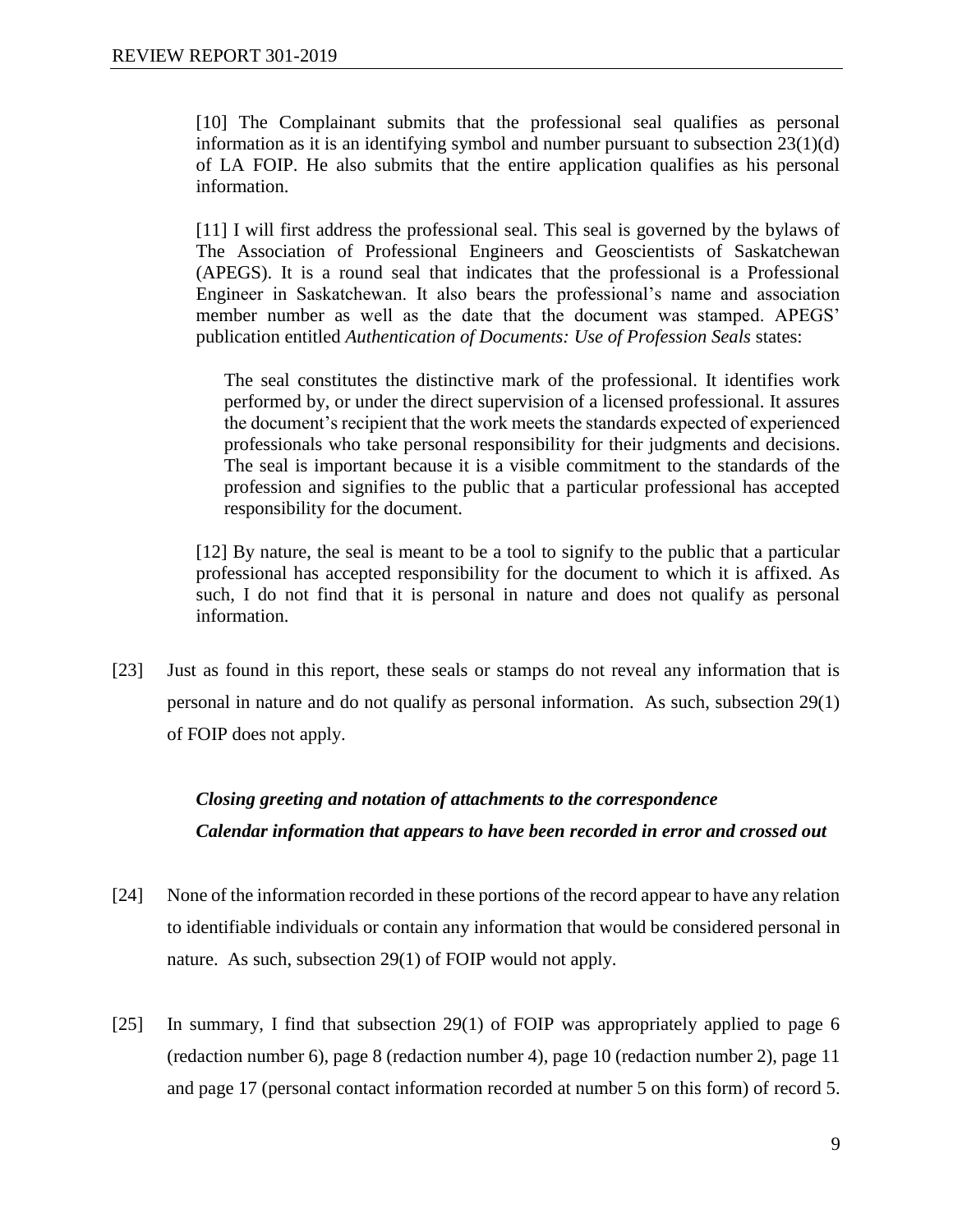> [10] The Complainant submits that the professional seal qualifies as personal information as it is an identifying symbol and number pursuant to subsection 23(1)(d) of LA FOIP. He also submits that the entire application qualifies as his personal information.
>
> [11] I will first address the professional seal. This seal is governed by the bylaws of The Association of Professional Engineers and Geoscientists of Saskatchewan (APEGS). It is a round seal that indicates that the professional is a Professional Engineer in Saskatchewan. It also bears the professional's name and association member number as well as the date that the document was stamped. APEGS' publication entitled *Authentication of Documents: Use of Profession Seals* states:
>
> > The seal constitutes the distinctive mark of the professional. It identifies work performed by, or under the direct supervision of a licensed professional. It assures the document's recipient that the work meets the standards expected of experienced professionals who take personal responsibility for their judgments and decisions. The seal is important because it is a visible commitment to the standards of the profession and signifies to the public that a particular professional has accepted responsibility for the document.
>
> [12] By nature, the seal is meant to be a tool to signify to the public that a particular professional has accepted responsibility for the document to which it is affixed. As such, I do not find that it is personal in nature and does not qualify as personal information.

[23] Just as found in this report, these seals or stamps do not reveal any information that is personal in nature and do not qualify as personal information. As such, subsection 29(1) of FOIP does not apply.

***Closing greeting and notation of attachments to the correspondence***
***Calendar information that appears to have been recorded in error and crossed out***

[24] None of the information recorded in these portions of the record appear to have any relation to identifiable individuals or contain any information that would be considered personal in nature. As such, subsection 29(1) of FOIP would not apply.

[25] In summary, I find that subsection 29(1) of FOIP was appropriately applied to page 6 (redaction number 6), page 8 (redaction number 4), page 10 (redaction number 2), page 11 and page 17 (personal contact information recorded at number 5 on this form) of record 5.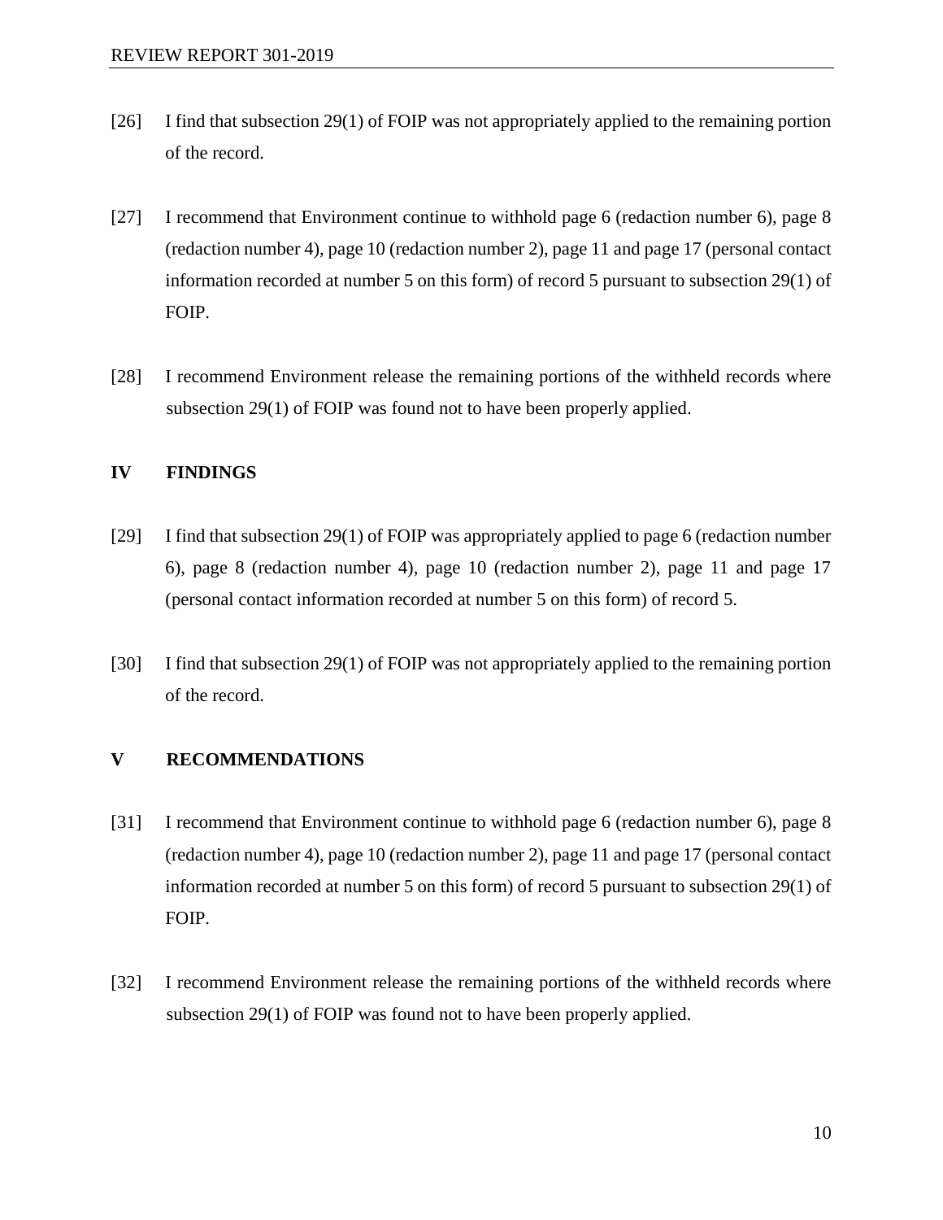[26] I find that subsection 29(1) of FOIP was not appropriately applied to the remaining portion of the record.

[27] I recommend that Environment continue to withhold page 6 (redaction number 6), page 8 (redaction number 4), page 10 (redaction number 2), page 11 and page 17 (personal contact information recorded at number 5 on this form) of record 5 pursuant to subsection 29(1) of FOIP.

[28] I recommend Environment release the remaining portions of the withheld records where subsection 29(1) of FOIP was found not to have been properly applied.

## IV FINDINGS

[29] I find that subsection 29(1) of FOIP was appropriately applied to page 6 (redaction number 6), page 8 (redaction number 4), page 10 (redaction number 2), page 11 and page 17 (personal contact information recorded at number 5 on this form) of record 5.

[30] I find that subsection 29(1) of FOIP was not appropriately applied to the remaining portion of the record.

## V RECOMMENDATIONS

[31] I recommend that Environment continue to withhold page 6 (redaction number 6), page 8 (redaction number 4), page 10 (redaction number 2), page 11 and page 17 (personal contact information recorded at number 5 on this form) of record 5 pursuant to subsection 29(1) of FOIP.

[32] I recommend Environment release the remaining portions of the withheld records where subsection 29(1) of FOIP was found not to have been properly applied.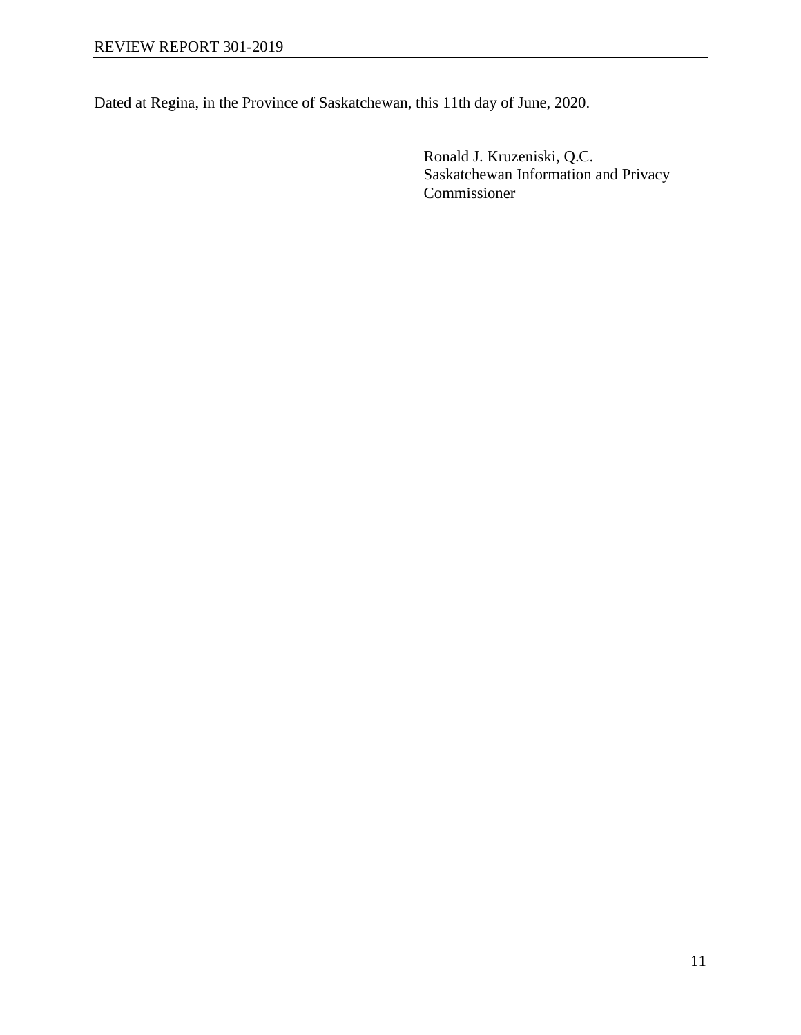Dated at Regina, in the Province of Saskatchewan, this 11th day of June, 2020.

Ronald J. Kruzeniski, Q.C.
Saskatchewan Information and Privacy Commissioner